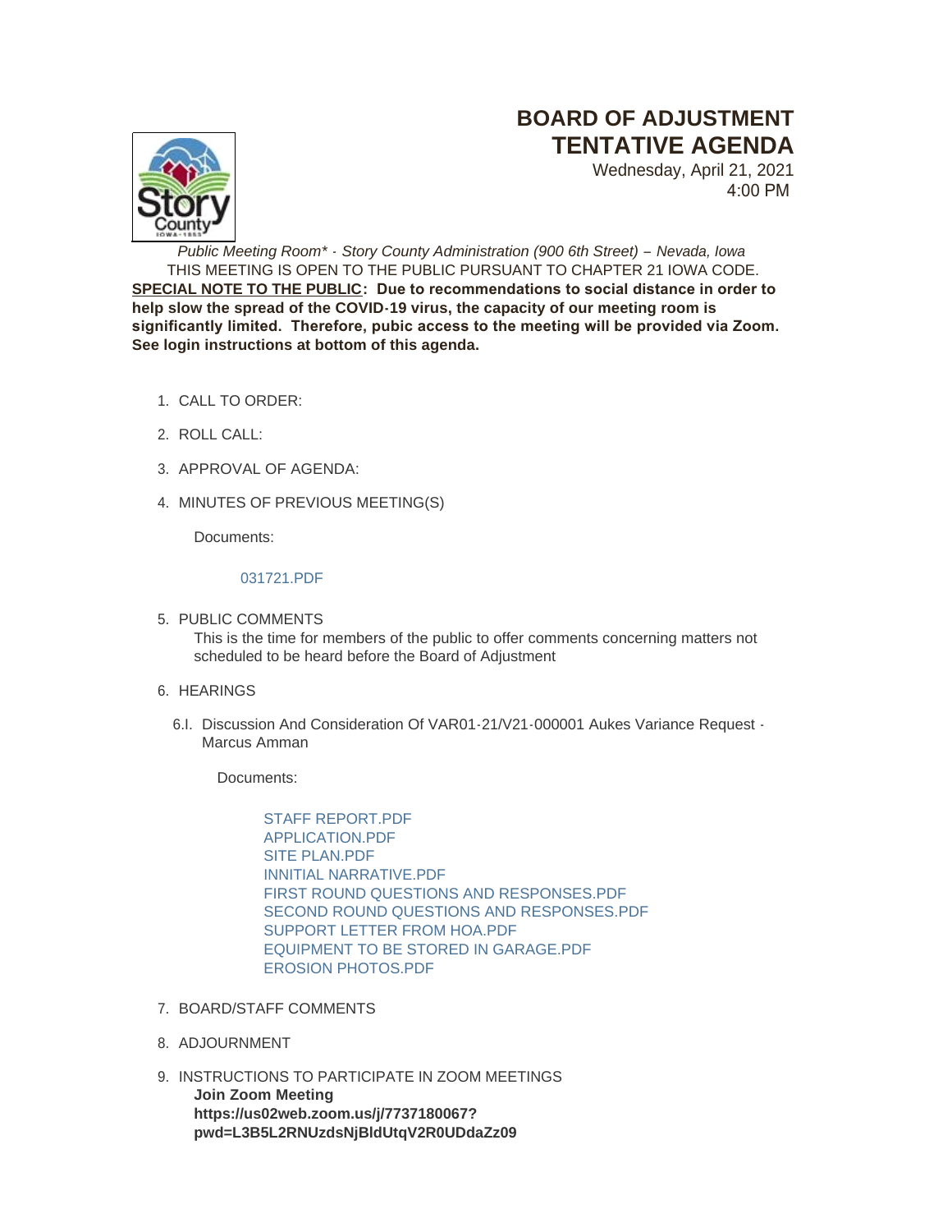# BOARD OF ADJUSTMENT TENTATIVE AGENDA

Wednesday, April 21, 2021
4:00 PM

*Public Meeting Room\* - Story County Administration (900 6th Street) – Nevada, Iowa*

THIS MEETING IS OPEN TO THE PUBLIC PURSUANT TO CHAPTER 21 IOWA CODE.

**SPECIAL NOTE TO THE PUBLIC: Due to recommendations to social distance in order to help slow the spread of the COVID-19 virus, the capacity of our meeting room is significantly limited. Therefore, pubic access to the meeting will be provided via Zoom. See login instructions at bottom of this agenda.**

1. CALL TO ORDER:
2. ROLL CALL:
3. APPROVAL OF AGENDA:
4. MINUTES OF PREVIOUS MEETING(S)

   Documents:

   031721.PDF

5. PUBLIC COMMENTS

   This is the time for members of the public to offer comments concerning matters not scheduled to be heard before the Board of Adjustment

6. HEARINGS

   6.I. Discussion And Consideration Of VAR01-21/V21-000001 Aukes Variance Request - Marcus Amman

   Documents:

   STAFF REPORT.PDF
   APPLICATION.PDF
   SITE PLAN.PDF
   INNITIAL NARRATIVE.PDF
   FIRST ROUND QUESTIONS AND RESPONSES.PDF
   SECOND ROUND QUESTIONS AND RESPONSES.PDF
   SUPPORT LETTER FROM HOA.PDF
   EQUIPMENT TO BE STORED IN GARAGE.PDF
   EROSION PHOTOS.PDF

7. BOARD/STAFF COMMENTS
8. ADJOURNMENT
9. INSTRUCTIONS TO PARTICIPATE IN ZOOM MEETINGS

   **Join Zoom Meeting**
   **https://us02web.zoom.us/j/7737180067?pwd=L3B5L2RNUzdsNjBldUtqV2R0UDdaZz09**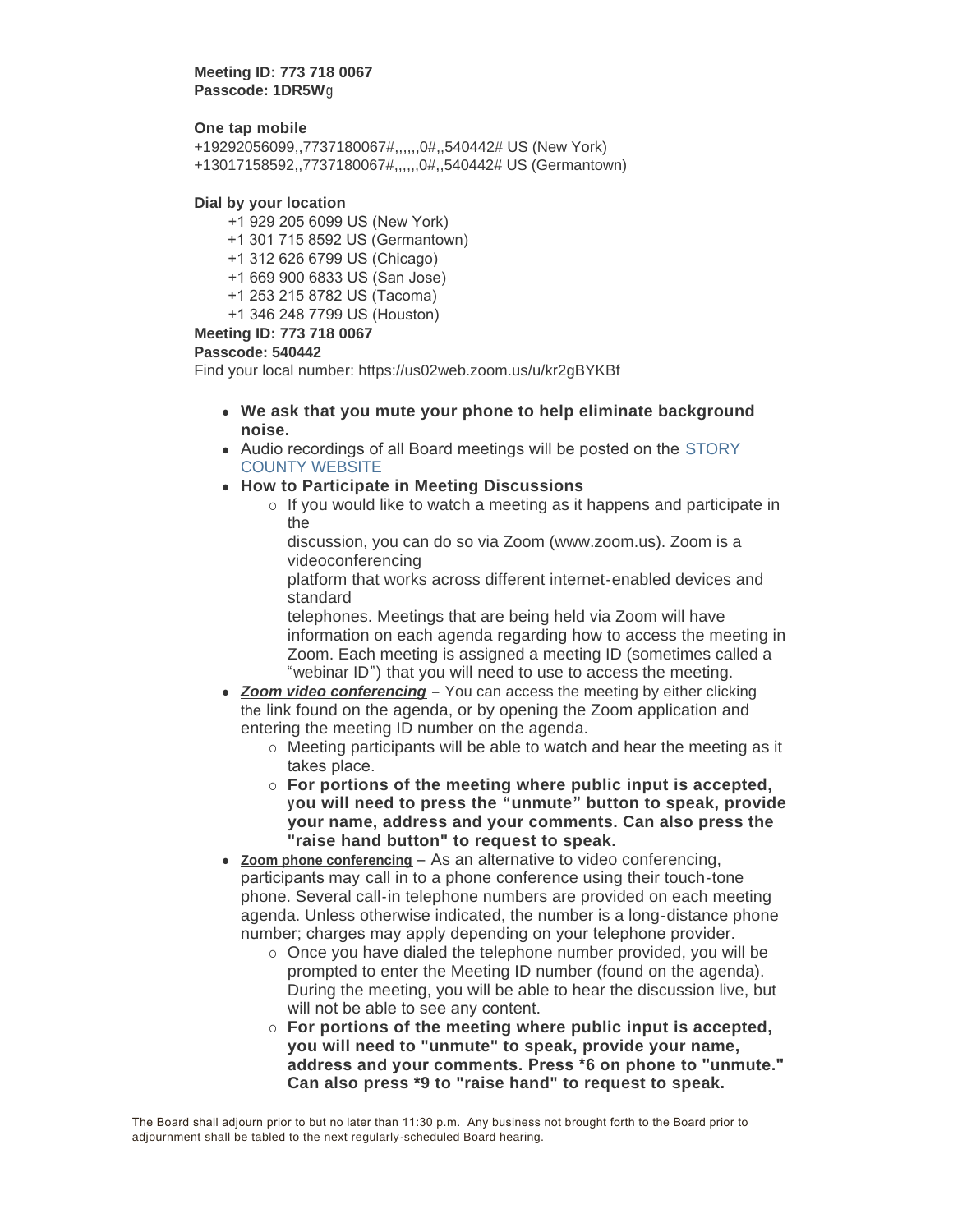**Meeting ID: 773 718 0067**
**Passcode: 1DR5W**g

**One tap mobile**
+19292056099,,7737180067#,,,,,,0#,,540442# US (New York)
+13017158592,,7737180067#,,,,,,0#,,540442# US (Germantown)

**Dial by your location**

+1 929 205 6099 US (New York)
+1 301 715 8592 US (Germantown)
+1 312 626 6799 US (Chicago)
+1 669 900 6833 US (San Jose)
+1 253 215 8782 US (Tacoma)
+1 346 248 7799 US (Houston)

**Meeting ID: 773 718 0067**
**Passcode: 540442**
Find your local number: https://us02web.zoom.us/u/kr2gBYKBf

- **We ask that you mute your phone to help eliminate background noise.**
- Audio recordings of all Board meetings will be posted on the STORY COUNTY WEBSITE
- **How to Participate in Meeting Discussions**
  - If you would like to watch a meeting as it happens and participate in the discussion, you can do so via Zoom (www.zoom.us). Zoom is a videoconferencing platform that works across different internet-enabled devices and standard telephones. Meetings that are being held via Zoom will have information on each agenda regarding how to access the meeting in Zoom. Each meeting is assigned a meeting ID (sometimes called a "webinar ID") that you will need to use to access the meeting.
- ***Zoom video conferencing*** – You can access the meeting by either clicking the link found on the agenda, or by opening the Zoom application and entering the meeting ID number on the agenda.
  - Meeting participants will be able to watch and hear the meeting as it takes place.
  - **For portions of the meeting where public input is accepted, you will need to press the "unmute" button to speak, provide your name, address and your comments. Can also press the "raise hand button" to request to speak.**
- **Zoom phone conferencing** – As an alternative to video conferencing, participants may call in to a phone conference using their touch-tone phone. Several call-in telephone numbers are provided on each meeting agenda. Unless otherwise indicated, the number is a long-distance phone number; charges may apply depending on your telephone provider.
  - Once you have dialed the telephone number provided, you will be prompted to enter the Meeting ID number (found on the agenda). During the meeting, you will be able to hear the discussion live, but will not be able to see any content.
  - **For portions of the meeting where public input is accepted, you will need to "unmute" to speak, provide your name, address and your comments. Press *6 on phone to "unmute." Can also press *9 to "raise hand" to request to speak.**

The Board shall adjourn prior to but no later than 11:30 p.m. Any business not brought forth to the Board prior to adjournment shall be tabled to the next regularly-scheduled Board hearing.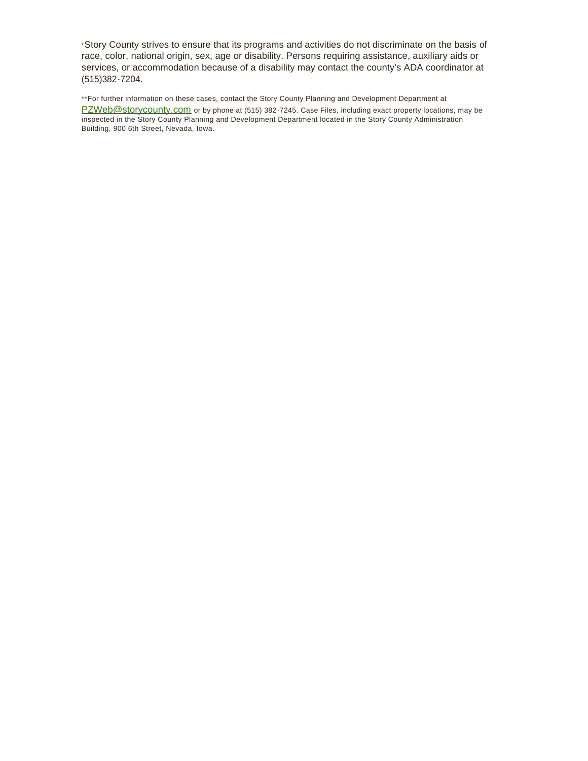*Story County strives to ensure that its programs and activities do not discriminate on the basis of race, color, national origin, sex, age or disability. Persons requiring assistance, auxiliary aids or services, or accommodation because of a disability may contact the county's ADA coordinator at (515)382-7204.

**For further information on these cases, contact the Story County Planning and Development Department at PZWeb@storycounty.com or by phone at (515) 382-7245. Case Files, including exact property locations, may be inspected in the Story County Planning and Development Department located in the Story County Administration Building, 900 6th Street, Nevada, Iowa.